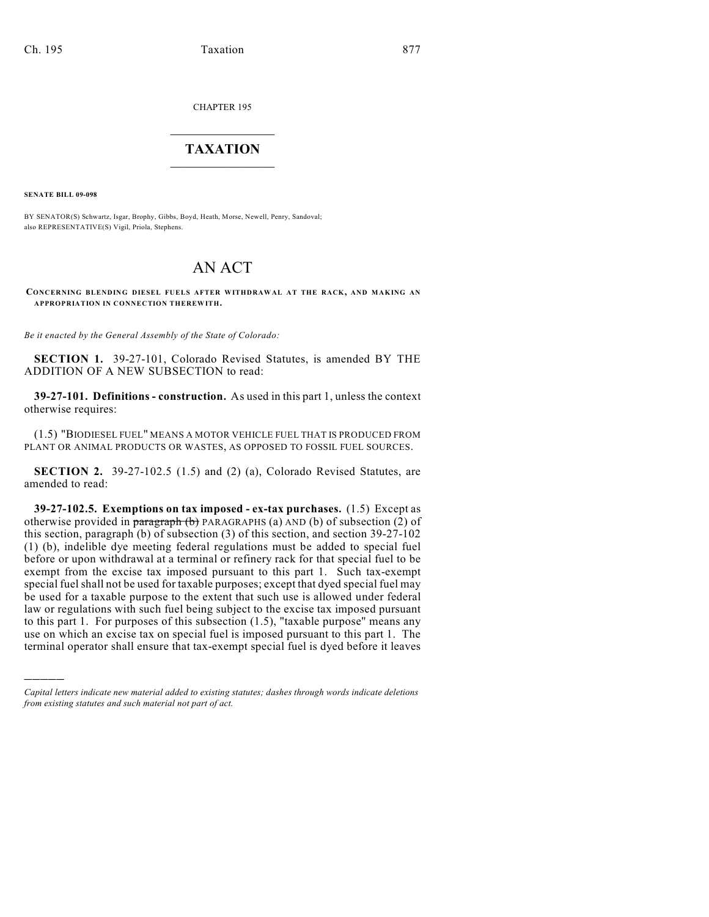CHAPTER 195

# TAXATION

**SENATE BILL 09-098**

BY SENATOR(S) Schwartz, Isgar, Brophy, Gibbs, Boyd, Heath, Morse, Newell, Penry, Sandoval; also REPRESENTATIVE(S) Vigil, Priola, Stephens.

# AN ACT

**CONCERNING BLENDING DIESEL FUELS AFTER WITHDRAWAL AT THE RACK, AND MAKING AN APPROPRIATION IN CONNECTION THEREWITH.**

*Be it enacted by the General Assembly of the State of Colorado:*

**SECTION 1.** 39-27-101, Colorado Revised Statutes, is amended BY THE ADDITION OF A NEW SUBSECTION to read:

**39-27-101. Definitions - construction.** As used in this part 1, unless the context otherwise requires:

(1.5) "BIODIESEL FUEL" MEANS A MOTOR VEHICLE FUEL THAT IS PRODUCED FROM PLANT OR ANIMAL PRODUCTS OR WASTES, AS OPPOSED TO FOSSIL FUEL SOURCES.

**SECTION 2.** 39-27-102.5 (1.5) and (2) (a), Colorado Revised Statutes, are amended to read:

**39-27-102.5. Exemptions on tax imposed - ex-tax purchases.** (1.5) Except as otherwise provided in ~~paragraph (b)~~ PARAGRAPHS (a) AND (b) of subsection (2) of this section, paragraph (b) of subsection (3) of this section, and section 39-27-102 (1) (b), indelible dye meeting federal regulations must be added to special fuel before or upon withdrawal at a terminal or refinery rack for that special fuel to be exempt from the excise tax imposed pursuant to this part 1. Such tax-exempt special fuel shall not be used for taxable purposes; except that dyed special fuel may be used for a taxable purpose to the extent that such use is allowed under federal law or regulations with such fuel being subject to the excise tax imposed pursuant to this part 1. For purposes of this subsection (1.5), "taxable purpose" means any use on which an excise tax on special fuel is imposed pursuant to this part 1. The terminal operator shall ensure that tax-exempt special fuel is dyed before it leaves

---

*Capital letters indicate new material added to existing statutes; dashes through words indicate deletions from existing statutes and such material not part of act.*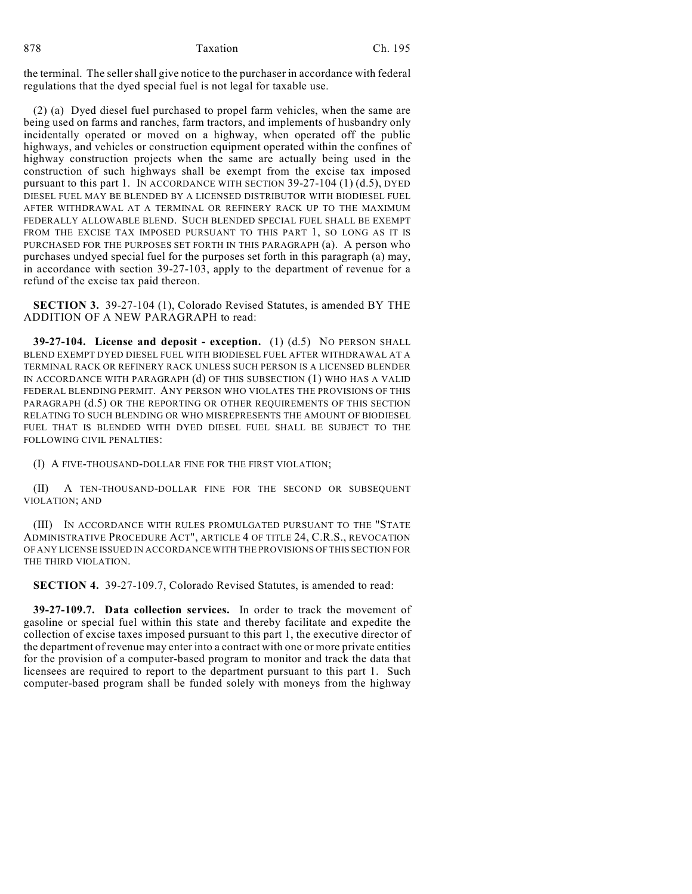the terminal. The seller shall give notice to the purchaser in accordance with federal regulations that the dyed special fuel is not legal for taxable use.

(2) (a) Dyed diesel fuel purchased to propel farm vehicles, when the same are being used on farms and ranches, farm tractors, and implements of husbandry only incidentally operated or moved on a highway, when operated off the public highways, and vehicles or construction equipment operated within the confines of highway construction projects when the same are actually being used in the construction of such highways shall be exempt from the excise tax imposed pursuant to this part 1. IN ACCORDANCE WITH SECTION 39-27-104 (1) (d.5), DYED DIESEL FUEL MAY BE BLENDED BY A LICENSED DISTRIBUTOR WITH BIODIESEL FUEL AFTER WITHDRAWAL AT A TERMINAL OR REFINERY RACK UP TO THE MAXIMUM FEDERALLY ALLOWABLE BLEND. SUCH BLENDED SPECIAL FUEL SHALL BE EXEMPT FROM THE EXCISE TAX IMPOSED PURSUANT TO THIS PART 1, SO LONG AS IT IS PURCHASED FOR THE PURPOSES SET FORTH IN THIS PARAGRAPH (a). A person who purchases undyed special fuel for the purposes set forth in this paragraph (a) may, in accordance with section 39-27-103, apply to the department of revenue for a refund of the excise tax paid thereon.

**SECTION 3.** 39-27-104 (1), Colorado Revised Statutes, is amended BY THE ADDITION OF A NEW PARAGRAPH to read:

**39-27-104. License and deposit - exception.** (1) (d.5) NO PERSON SHALL BLEND EXEMPT DYED DIESEL FUEL WITH BIODIESEL FUEL AFTER WITHDRAWAL AT A TERMINAL RACK OR REFINERY RACK UNLESS SUCH PERSON IS A LICENSED BLENDER IN ACCORDANCE WITH PARAGRAPH (d) OF THIS SUBSECTION (1) WHO HAS A VALID FEDERAL BLENDING PERMIT. ANY PERSON WHO VIOLATES THE PROVISIONS OF THIS PARAGRAPH (d.5) OR THE REPORTING OR OTHER REQUIREMENTS OF THIS SECTION RELATING TO SUCH BLENDING OR WHO MISREPRESENTS THE AMOUNT OF BIODIESEL FUEL THAT IS BLENDED WITH DYED DIESEL FUEL SHALL BE SUBJECT TO THE FOLLOWING CIVIL PENALTIES:

(I) A FIVE-THOUSAND-DOLLAR FINE FOR THE FIRST VIOLATION;

(II) A TEN-THOUSAND-DOLLAR FINE FOR THE SECOND OR SUBSEQUENT VIOLATION; AND

(III) IN ACCORDANCE WITH RULES PROMULGATED PURSUANT TO THE "STATE ADMINISTRATIVE PROCEDURE ACT", ARTICLE 4 OF TITLE 24, C.R.S., REVOCATION OF ANY LICENSE ISSUED IN ACCORDANCE WITH THE PROVISIONS OF THIS SECTION FOR THE THIRD VIOLATION.

**SECTION 4.** 39-27-109.7, Colorado Revised Statutes, is amended to read:

**39-27-109.7. Data collection services.** In order to track the movement of gasoline or special fuel within this state and thereby facilitate and expedite the collection of excise taxes imposed pursuant to this part 1, the executive director of the department of revenue may enter into a contract with one or more private entities for the provision of a computer-based program to monitor and track the data that licensees are required to report to the department pursuant to this part 1. Such computer-based program shall be funded solely with moneys from the highway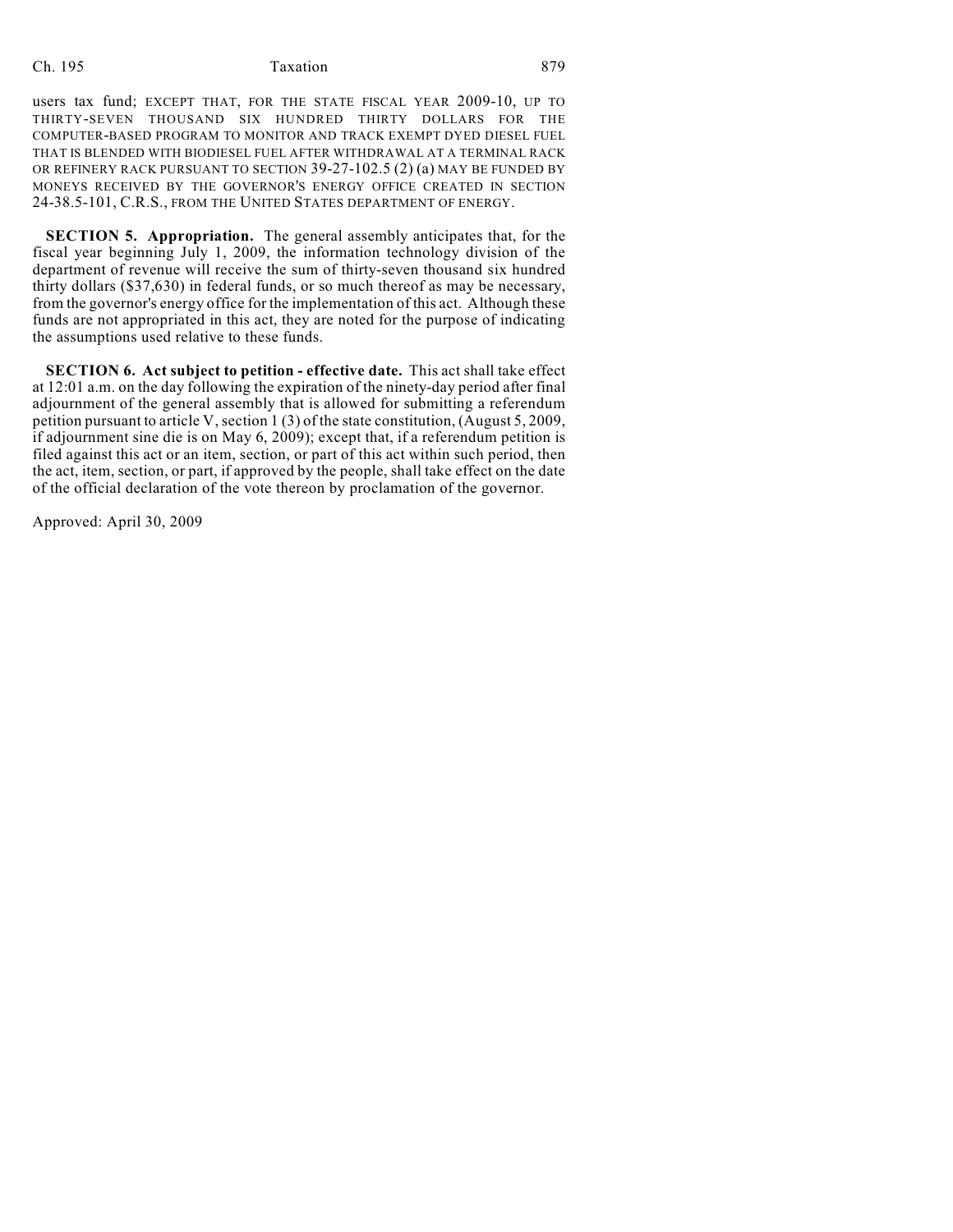users tax fund; EXCEPT THAT, FOR THE STATE FISCAL YEAR 2009-10, UP TO THIRTY-SEVEN THOUSAND SIX HUNDRED THIRTY DOLLARS FOR THE COMPUTER-BASED PROGRAM TO MONITOR AND TRACK EXEMPT DYED DIESEL FUEL THAT IS BLENDED WITH BIODIESEL FUEL AFTER WITHDRAWAL AT A TERMINAL RACK OR REFINERY RACK PURSUANT TO SECTION 39-27-102.5 (2) (a) MAY BE FUNDED BY MONEYS RECEIVED BY THE GOVERNOR'S ENERGY OFFICE CREATED IN SECTION 24-38.5-101, C.R.S., FROM THE UNITED STATES DEPARTMENT OF ENERGY.

**SECTION 5. Appropriation.** The general assembly anticipates that, for the fiscal year beginning July 1, 2009, the information technology division of the department of revenue will receive the sum of thirty-seven thousand six hundred thirty dollars ($37,630) in federal funds, or so much thereof as may be necessary, from the governor's energy office for the implementation of this act. Although these funds are not appropriated in this act, they are noted for the purpose of indicating the assumptions used relative to these funds.

**SECTION 6. Act subject to petition - effective date.** This act shall take effect at 12:01 a.m. on the day following the expiration of the ninety-day period after final adjournment of the general assembly that is allowed for submitting a referendum petition pursuant to article V, section 1 (3) of the state constitution, (August 5, 2009, if adjournment sine die is on May 6, 2009); except that, if a referendum petition is filed against this act or an item, section, or part of this act within such period, then the act, item, section, or part, if approved by the people, shall take effect on the date of the official declaration of the vote thereon by proclamation of the governor.

Approved: April 30, 2009